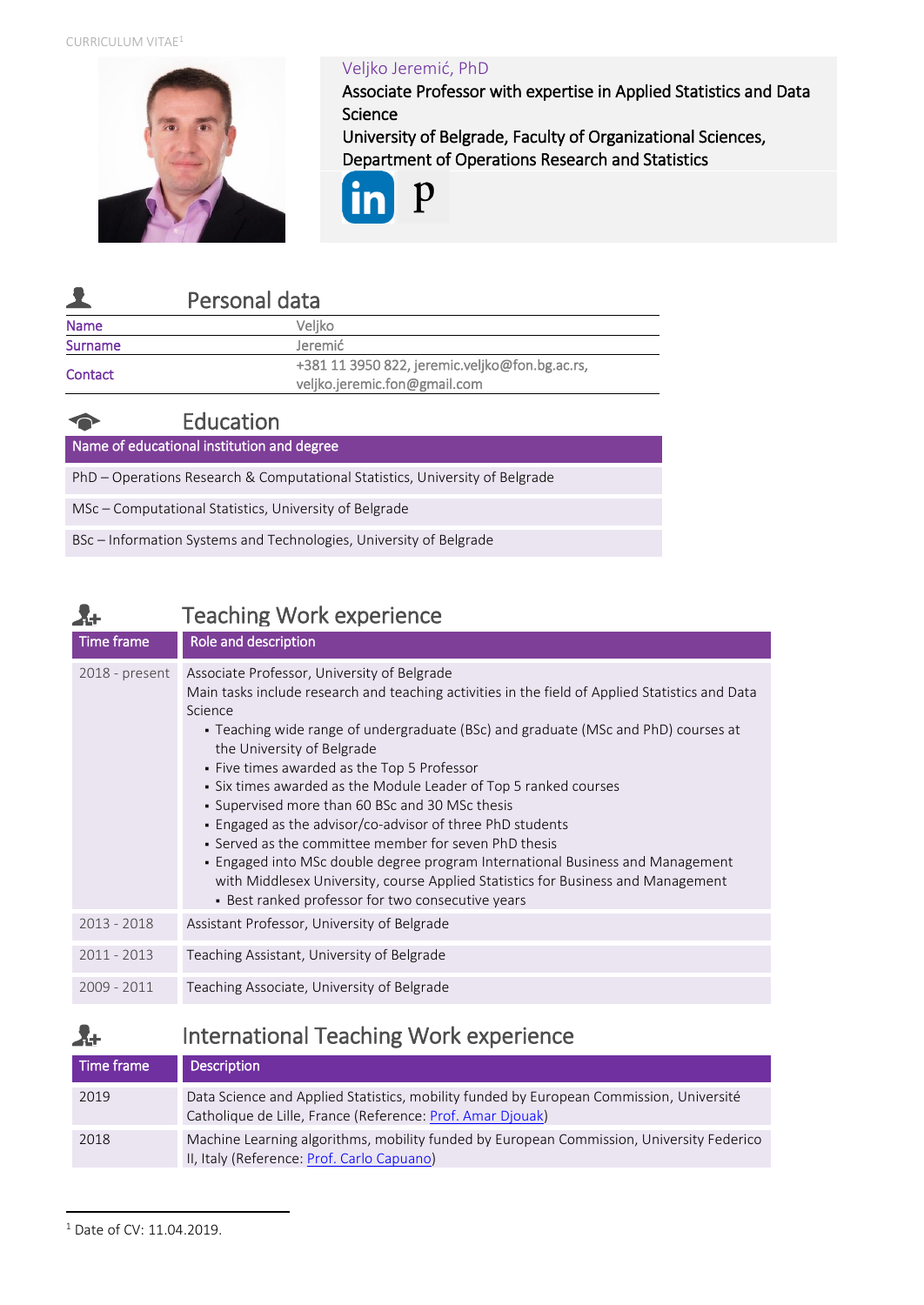CURRICULUM VITAE[1]

Veljko Jeremić, PhD

Associate Professor with expertise in Applied Statistics and Data Science

University of Belgrade, Faculty of Organizational Sciences, Department of Operations Research and Statistics

## Personal data

| | |
|---|---|
| Name | Veljko |
| Surname | Jeremić |
| Contact | +381 11 3950 822, jeremic.veljko@fon.bg.ac.rs, veljko.jeremic.fon@gmail.com |

## Education

| Name of educational institution and degree |
|---|
| PhD – Operations Research & Computational Statistics, University of Belgrade |
| MSc – Computational Statistics, University of Belgrade |
| BSc – Information Systems and Technologies, University of Belgrade |

## Teaching Work experience

| Time frame | Role and description |
|---|---|
| 2018 - present | Associate Professor, University of Belgrade<br>Main tasks include research and teaching activities in the field of Applied Statistics and Data Science<br>▪ Teaching wide range of undergraduate (BSc) and graduate (MSc and PhD) courses at the University of Belgrade<br>▪ Five times awarded as the Top 5 Professor<br>▪ Six times awarded as the Module Leader of Top 5 ranked courses<br>▪ Supervised more than 60 BSc and 30 MSc thesis<br>▪ Engaged as the advisor/co-advisor of three PhD students<br>▪ Served as the committee member for seven PhD thesis<br>▪ Engaged into MSc double degree program International Business and Management with Middlesex University, course Applied Statistics for Business and Management<br>▪ Best ranked professor for two consecutive years |
| 2013 - 2018 | Assistant Professor, University of Belgrade |
| 2011 - 2013 | Teaching Assistant, University of Belgrade |
| 2009 - 2011 | Teaching Associate, University of Belgrade |

## International Teaching Work experience

| Time frame | Description |
|---|---|
| 2019 | Data Science and Applied Statistics, mobility funded by European Commission, Université Catholique de Lille, France (Reference: Prof. Amar Djouak) |
| 2018 | Machine Learning algorithms, mobility funded by European Commission, University Federico II, Italy (Reference: Prof. Carlo Capuano) |

[1] Date of CV: 11.04.2019.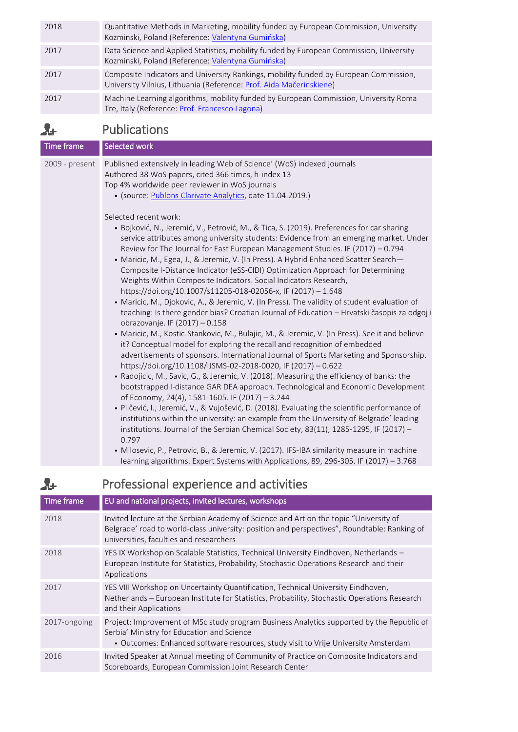| | |
|---|---|
| 2018 | Quantitative Methods in Marketing, mobility funded by European Commission, University Kozminski, Poland (Reference: Valentyna Gumińska) |
| 2017 | Data Science and Applied Statistics, mobility funded by European Commission, University Kozminski, Poland (Reference: Valentyna Gumińska) |
| 2017 | Composite Indicators and University Rankings, mobility funded by European Commission, University Vilnius, Lithuania (Reference: Prof. Aida Mačerinskienė) |
| 2017 | Machine Learning algorithms, mobility funded by European Commission, University Roma Tre, Italy (Reference: Prof. Francesco Lagona) |

## Publications

| Time frame | Selected work |
|---|---|
| 2009 - present | Published extensively in leading Web of Science' (WoS) indexed journals<br>Authored 38 WoS papers, cited 366 times, h-index 13<br>Top 4% worldwide peer reviewer in WoS journals<br>▪ (source: Publons Clarivate Analytics, date 11.04.2019.)<br><br>Selected recent work:<br>▪ Bojković, N., Jeremić, V., Petrović, M., & Tica, S. (2019). Preferences for car sharing service attributes among university students: Evidence from an emerging market. Under Review for The Journal for East European Management Studies. IF (2017) – 0.794<br>▪ Maricic, M., Egea, J., & Jeremic, V. (In Press). A Hybrid Enhanced Scatter Search—Composite I-Distance Indicator (eSS-CIDI) Optimization Approach for Determining Weights Within Composite Indicators. Social Indicators Research, https://doi.org/10.1007/s11205-018-02056-x, IF (2017) – 1.648<br>▪ Maricic, M., Djokovic, A., & Jeremic, V. (In Press). The validity of student evaluation of teaching: Is there gender bias? Croatian Journal of Education – Hrvatski časopis za odgoj i obrazovanje. IF (2017) – 0.158<br>▪ Maricic, M., Kostic-Stankovic, M., Bulajic, M., & Jeremic, V. (In Press). See it and believe it? Conceptual model for exploring the recall and recognition of embedded advertisements of sponsors. International Journal of Sports Marketing and Sponsorship. https://doi.org/10.1108/IJSMS-02-2018-0020, IF (2017) – 0.622<br>▪ Radojicic, M., Savic, G., & Jeremic, V. (2018). Measuring the efficiency of banks: the bootstrapped I-distance GAR DEA approach. Technological and Economic Development of Economy, 24(4), 1581-1605. IF (2017) – 3.244<br>▪ Pilčević, I., Jeremić, V., & Vujošević, D. (2018). Evaluating the scientific performance of institutions within the university: an example from the University of Belgrade' leading institutions. Journal of the Serbian Chemical Society, 83(11), 1285-1295, IF (2017) – 0.797<br>▪ Milosevic, P., Petrovic, B., & Jeremic, V. (2017). IFS-IBA similarity measure in machine learning algorithms. Expert Systems with Applications, 89, 296-305. IF (2017) – 3.768 |

## Professional experience and activities

| Time frame | EU and national projects, invited lectures, workshops |
|---|---|
| 2018 | Invited lecture at the Serbian Academy of Science and Art on the topic "University of Belgrade' road to world-class university: position and perspectives", Roundtable: Ranking of universities, faculties and researchers |
| 2018 | YES IX Workshop on Scalable Statistics, Technical University Eindhoven, Netherlands – European Institute for Statistics, Probability, Stochastic Operations Research and their Applications |
| 2017 | YES VIII Workshop on Uncertainty Quantification, Technical University Eindhoven, Netherlands – European Institute for Statistics, Probability, Stochastic Operations Research and their Applications |
| 2017-ongoing | Project: Improvement of MSc study program Business Analytics supported by the Republic of Serbia' Ministry for Education and Science<br>▪ Outcomes: Enhanced software resources, study visit to Vrije University Amsterdam |
| 2016 | Invited Speaker at Annual meeting of Community of Practice on Composite Indicators and Scoreboards, European Commission Joint Research Center |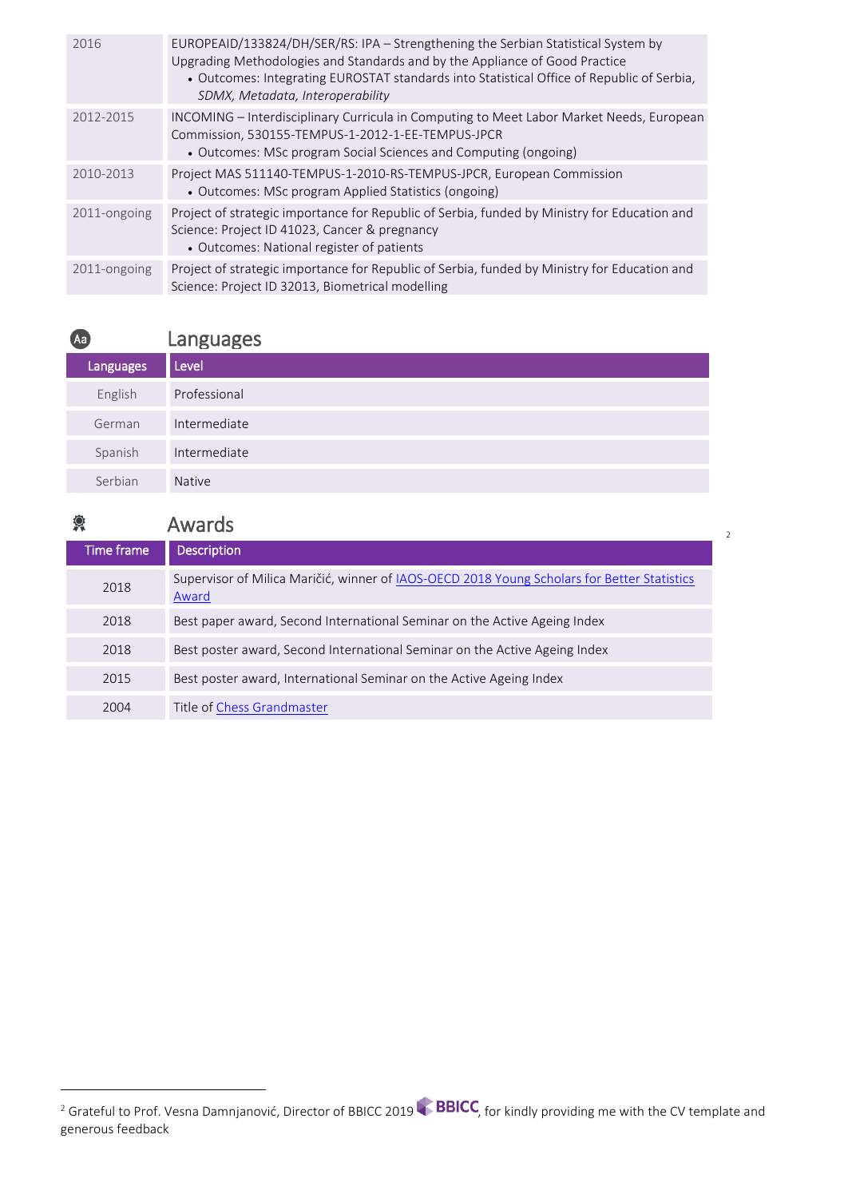| | |
|---|---|
| 2016 | EUROPEAID/133824/DH/SER/RS: IPA – Strengthening the Serbian Statistical System by Upgrading Methodologies and Standards and by the Appliance of Good Practice<br>• Outcomes: Integrating EUROSTAT standards into Statistical Office of Republic of Serbia, *SDMX, Metadata, Interoperability* |
| 2012-2015 | INCOMING – Interdisciplinary Curricula in Computing to Meet Labor Market Needs, European Commission, 530155-TEMPUS-1-2012-1-EE-TEMPUS-JPCR<br>• Outcomes: MSc program Social Sciences and Computing (ongoing) |
| 2010-2013 | Project MAS 511140-TEMPUS-1-2010-RS-TEMPUS-JPCR, European Commission<br>• Outcomes: MSc program Applied Statistics (ongoing) |
| 2011-ongoing | Project of strategic importance for Republic of Serbia, funded by Ministry for Education and Science: Project ID 41023, Cancer & pregnancy<br>• Outcomes: National register of patients |
| 2011-ongoing | Project of strategic importance for Republic of Serbia, funded by Ministry for Education and Science: Project ID 32013, Biometrical modelling |

## Languages

| Languages | Level |
|---|---|
| English | Professional |
| German | Intermediate |
| Spanish | Intermediate |
| Serbian | Native |

## Awards

| Time frame | Description |
|---|---|
| 2018 | Supervisor of Milica Maričić, winner of IAOS-OECD 2018 Young Scholars for Better Statistics Award |
| 2018 | Best paper award, Second International Seminar on the Active Ageing Index |
| 2018 | Best poster award, Second International Seminar on the Active Ageing Index |
| 2015 | Best poster award, International Seminar on the Active Ageing Index |
| 2004 | Title of Chess Grandmaster |

[2] Grateful to Prof. Vesna Damnjanović, Director of BBICC 2019 BBICC, for kindly providing me with the CV template and generous feedback